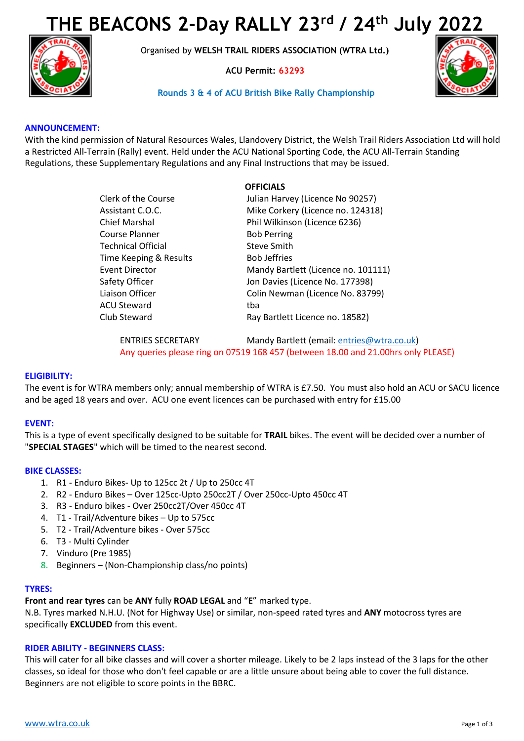# THE BEACONS 2-Day RALLY 23rd / 24th July 2022

Organised by **WELSH TRAIL RIDERS ASSOCIATION (WTRA Ltd.)**

**ACU Permit: 63293**

**Rounds 3 & 4 of ACU British Bike Rally Championship**

## ANNOUNCEMENT:

With the kind permission of Natural Resources Wales, Llandovery District, the Welsh Trail Riders Association Ltd will hold a Restricted All-Terrain (Rally) event. Held under the ACU National Sporting Code, the ACU All-Terrain Standing Regulations, these Supplementary Regulations and any Final Instructions that may be issued.

**OFFICIALS**

| | |
|---|---|
| Clerk of the Course | Julian Harvey (Licence No 90257) |
| Assistant C.O.C. | Mike Corkery (Licence no. 124318) |
| Chief Marshal | Phil Wilkinson (Licence 6236) |
| Course Planner | Bob Perring |
| Technical Official | Steve Smith |
| Time Keeping & Results | Bob Jeffries |
| Event Director | Mandy Bartlett (Licence no. 101111) |
| Safety Officer | Jon Davies (Licence No. 177398) |
| Liaison Officer | Colin Newman (Licence No. 83799) |
| ACU Steward | tba |
| Club Steward | Ray Bartlett Licence no. 18582) |

ENTRIES SECRETARY Mandy Bartlett (email: entries@wtra.co.uk)

Any queries please ring on 07519 168 457 (between 18.00 and 21.00hrs only PLEASE)

## ELIGIBILITY:

The event is for WTRA members only; annual membership of WTRA is £7.50. You must also hold an ACU or SACU licence and be aged 18 years and over. ACU one event licences can be purchased with entry for £15.00

## EVENT:

This is a type of event specifically designed to be suitable for **TRAIL** bikes. The event will be decided over a number of "**SPECIAL STAGES**" which will be timed to the nearest second.

## BIKE CLASSES:

1. R1 - Enduro Bikes- Up to 125cc 2t / Up to 250cc 4T
2. R2 - Enduro Bikes – Over 125cc-Upto 250cc2T / Over 250cc-Upto 450cc 4T
3. R3 - Enduro bikes - Over 250cc2T/Over 450cc 4T
4. T1 - Trail/Adventure bikes – Up to 575cc
5. T2 - Trail/Adventure bikes - Over 575cc
6. T3 - Multi Cylinder
7. Vinduro (Pre 1985)
8. Beginners – (Non-Championship class/no points)

## TYRES:

**Front and rear tyres** can be **ANY** fully **ROAD LEGAL** and "**E**" marked type.
N.B. Tyres marked N.H.U. (Not for Highway Use) or similar, non-speed rated tyres and **ANY** motocross tyres are specifically **EXCLUDED** from this event.

## RIDER ABILITY - BEGINNERS CLASS:

This will cater for all bike classes and will cover a shorter mileage. Likely to be 2 laps instead of the 3 laps for the other classes, so ideal for those who don't feel capable or are a little unsure about being able to cover the full distance. Beginners are not eligible to score points in the BBRC.

www.wtra.co.uk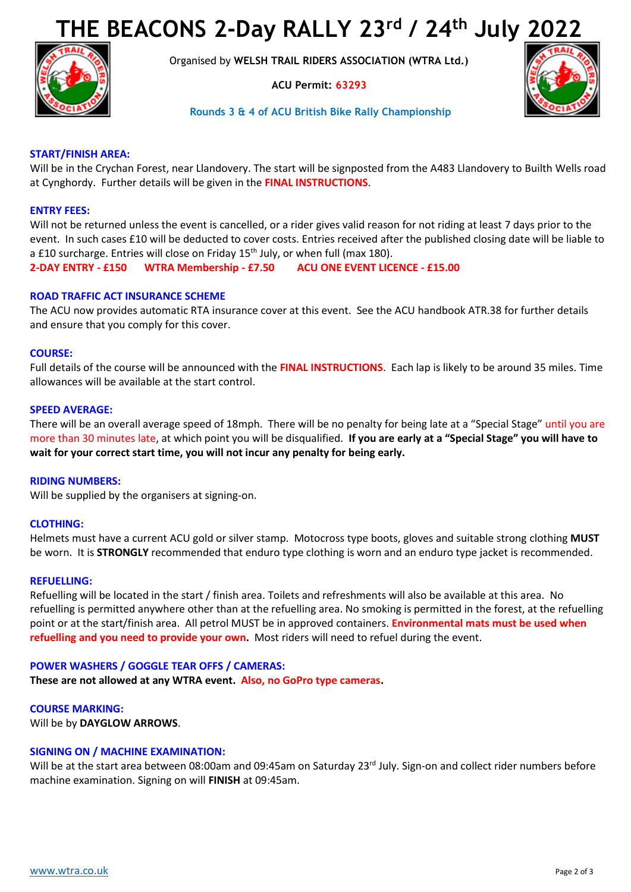# THE BEACONS 2-Day RALLY 23rd / 24th July 2022

Organised by **WELSH TRAIL RIDERS ASSOCIATION (WTRA Ltd.)**

**ACU Permit: 63293**

**Rounds 3 & 4 of ACU British Bike Rally Championship**

### START/FINISH AREA:

Will be in the Crychan Forest, near Llandovery. The start will be signposted from the A483 Llandovery to Builth Wells road at Cynghordy. Further details will be given in the **FINAL INSTRUCTIONS**.

### ENTRY FEES:

Will not be returned unless the event is cancelled, or a rider gives valid reason for not riding at least 7 days prior to the event. In such cases £10 will be deducted to cover costs. Entries received after the published closing date will be liable to a £10 surcharge. Entries will close on Friday 15th July, or when full (max 180).

**2-DAY ENTRY - £150 WTRA Membership - £7.50 ACU ONE EVENT LICENCE - £15.00**

### ROAD TRAFFIC ACT INSURANCE SCHEME

The ACU now provides automatic RTA insurance cover at this event. See the ACU handbook ATR.38 for further details and ensure that you comply for this cover.

### COURSE:

Full details of the course will be announced with the **FINAL INSTRUCTIONS**. Each lap is likely to be around 35 miles. Time allowances will be available at the start control.

### SPEED AVERAGE:

There will be an overall average speed of 18mph. There will be no penalty for being late at a "Special Stage" until you are more than 30 minutes late, at which point you will be disqualified. **If you are early at a "Special Stage" you will have to wait for your correct start time, you will not incur any penalty for being early.**

### RIDING NUMBERS:

Will be supplied by the organisers at signing-on.

### CLOTHING:

Helmets must have a current ACU gold or silver stamp. Motocross type boots, gloves and suitable strong clothing **MUST** be worn. It is **STRONGLY** recommended that enduro type clothing is worn and an enduro type jacket is recommended.

### REFUELLING:

Refuelling will be located in the start / finish area. Toilets and refreshments will also be available at this area. No refuelling is permitted anywhere other than at the refuelling area. No smoking is permitted in the forest, at the refuelling point or at the start/finish area. All petrol MUST be in approved containers. **Environmental mats must be used when refuelling and you need to provide your own.** Most riders will need to refuel during the event.

### POWER WASHERS / GOGGLE TEAR OFFS / CAMERAS:

**These are not allowed at any WTRA event. Also, no GoPro type cameras.**

### COURSE MARKING:

Will be by **DAYGLOW ARROWS**.

### SIGNING ON / MACHINE EXAMINATION:

Will be at the start area between 08:00am and 09:45am on Saturday 23rd July. Sign-on and collect rider numbers before machine examination. Signing on will **FINISH** at 09:45am.

www.wtra.co.uk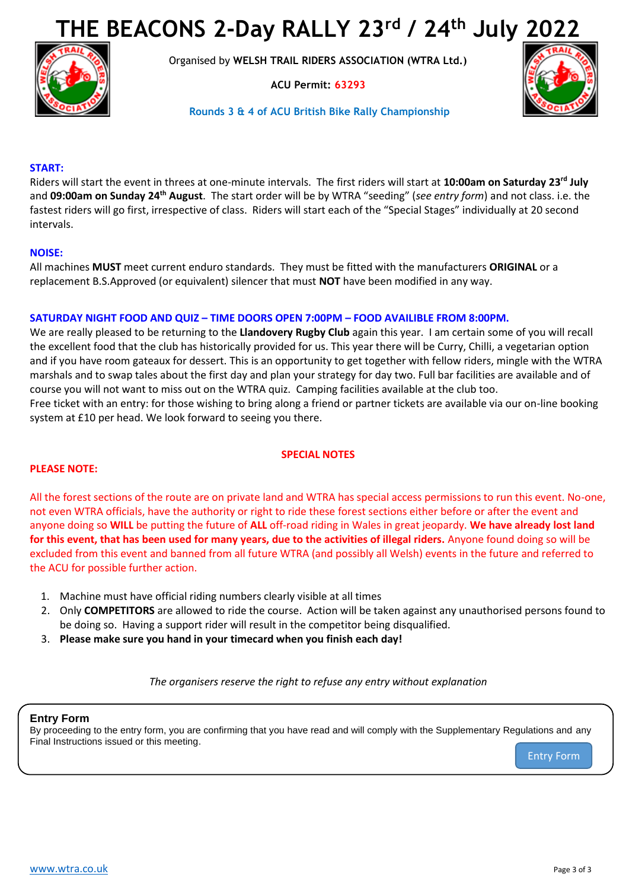# THE BEACONS 2-Day RALLY 23rd / 24th July 2022

Organised by **WELSH TRAIL RIDERS ASSOCIATION (WTRA Ltd.)**

**ACU Permit: 63293**

**Rounds 3 & 4 of ACU British Bike Rally Championship**

**START:**

Riders will start the event in threes at one-minute intervals. The first riders will start at **10:00am on Saturday 23rd July** and **09:00am on Sunday 24th August**. The start order will be by WTRA "seeding" (*see entry form*) and not class. i.e. the fastest riders will go first, irrespective of class. Riders will start each of the "Special Stages" individually at 20 second intervals.

**NOISE:**

All machines **MUST** meet current enduro standards. They must be fitted with the manufacturers **ORIGINAL** or a replacement B.S.Approved (or equivalent) silencer that must **NOT** have been modified in any way.

**SATURDAY NIGHT FOOD AND QUIZ – TIME DOORS OPEN 7:00PM – FOOD AVAILIBLE FROM 8:00PM.**

We are really pleased to be returning to the **Llandovery Rugby Club** again this year. I am certain some of you will recall the excellent food that the club has historically provided for us. This year there will be Curry, Chilli, a vegetarian option and if you have room gateaux for dessert. This is an opportunity to get together with fellow riders, mingle with the WTRA marshals and to swap tales about the first day and plan your strategy for day two. Full bar facilities are available and of course you will not want to miss out on the WTRA quiz. Camping facilities available at the club too.
Free ticket with an entry: for those wishing to bring along a friend or partner tickets are available via our on-line booking system at £10 per head. We look forward to seeing you there.

**SPECIAL NOTES**

**PLEASE NOTE:**

All the forest sections of the route are on private land and WTRA has special access permissions to run this event. No-one, not even WTRA officials, have the authority or right to ride these forest sections either before or after the event and anyone doing so **WILL** be putting the future of **ALL** off-road riding in Wales in great jeopardy. **We have already lost land for this event, that has been used for many years, due to the activities of illegal riders.** Anyone found doing so will be excluded from this event and banned from all future WTRA (and possibly all Welsh) events in the future and referred to the ACU for possible further action.

1. Machine must have official riding numbers clearly visible at all times
2. Only **COMPETITORS** are allowed to ride the course. Action will be taken against any unauthorised persons found to be doing so. Having a support rider will result in the competitor being disqualified.
3. **Please make sure you hand in your timecard when you finish each day!**

*The organisers reserve the right to refuse any entry without explanation*

**Entry Form**

By proceeding to the entry form, you are confirming that you have read and will comply with the Supplementary Regulations and any Final Instructions issued or this meeting.

Entry Form

www.wtra.co.uk